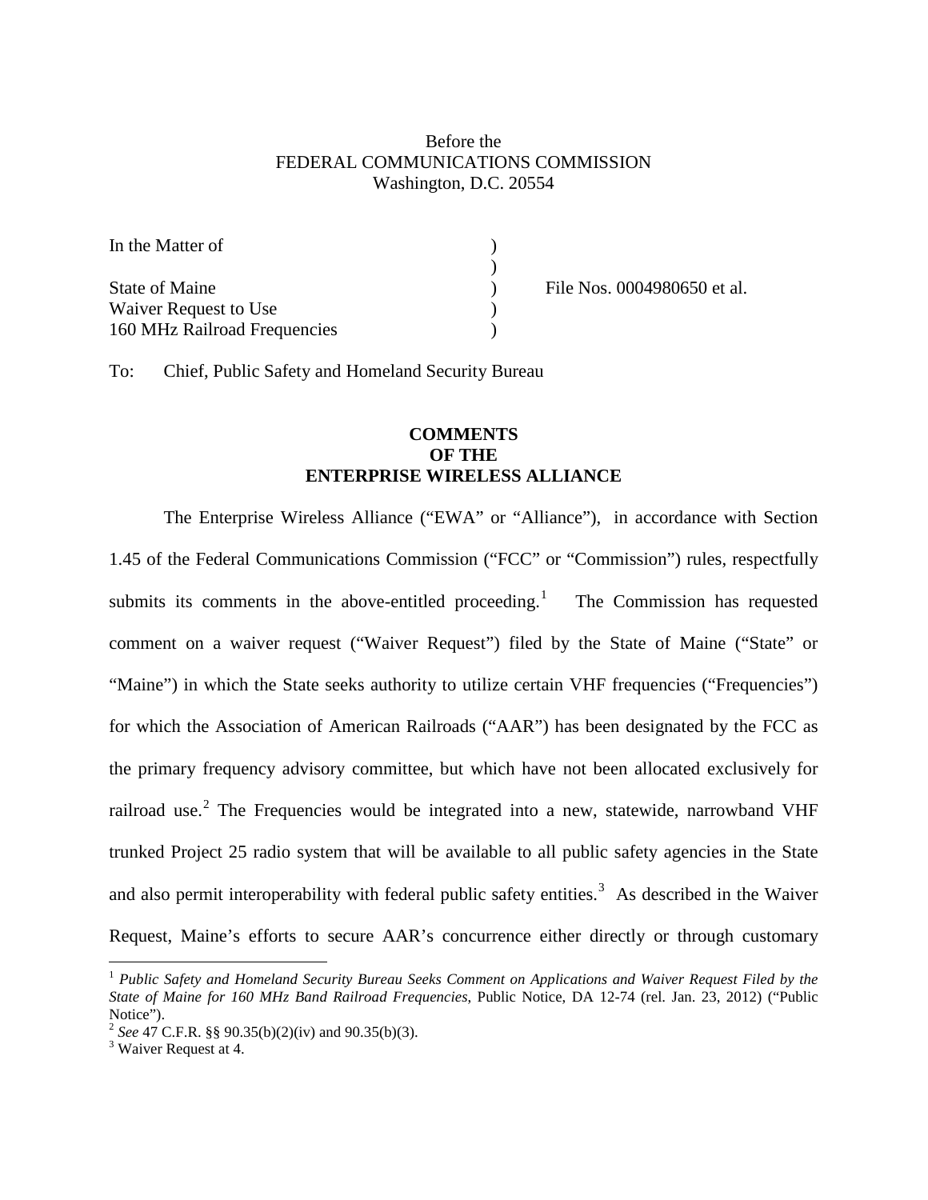Before the
FEDERAL COMMUNICATIONS COMMISSION
Washington, D.C. 20554

| | | |
|---|---|---|
| In the Matter of | ) | |
| | ) | |
| State of Maine | ) | File Nos. 0004980650 et al. |
| Waiver Request to Use | ) | |
| 160 MHz Railroad Frequencies | ) | |

To: Chief, Public Safety and Homeland Security Bureau

**COMMENTS**
**OF THE**
**ENTERPRISE WIRELESS ALLIANCE**

The Enterprise Wireless Alliance ("EWA" or "Alliance"), in accordance with Section 1.45 of the Federal Communications Commission ("FCC" or "Commission") rules, respectfully submits its comments in the above-entitled proceeding.[1] The Commission has requested comment on a waiver request ("Waiver Request") filed by the State of Maine ("State" or "Maine") in which the State seeks authority to utilize certain VHF frequencies ("Frequencies") for which the Association of American Railroads ("AAR") has been designated by the FCC as the primary frequency advisory committee, but which have not been allocated exclusively for railroad use.[2] The Frequencies would be integrated into a new, statewide, narrowband VHF trunked Project 25 radio system that will be available to all public safety agencies in the State and also permit interoperability with federal public safety entities.[3] As described in the Waiver Request, Maine's efforts to secure AAR's concurrence either directly or through customary

---

[1] *Public Safety and Homeland Security Bureau Seeks Comment on Applications and Waiver Request Filed by the State of Maine for 160 MHz Band Railroad Frequencies*, Public Notice, DA 12-74 (rel. Jan. 23, 2012) ("Public Notice").

[2] *See* 47 C.F.R. §§ 90.35(b)(2)(iv) and 90.35(b)(3).

[3] Waiver Request at 4.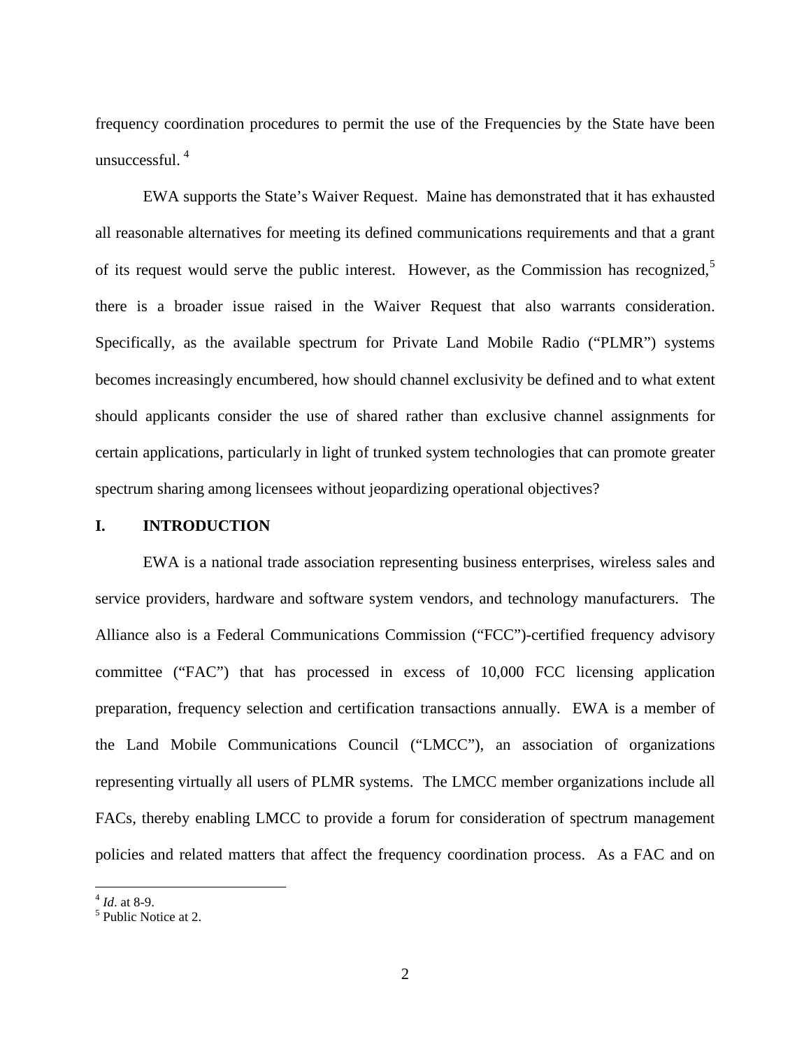frequency coordination procedures to permit the use of the Frequencies by the State have been unsuccessful.[4]

EWA supports the State's Waiver Request. Maine has demonstrated that it has exhausted all reasonable alternatives for meeting its defined communications requirements and that a grant of its request would serve the public interest. However, as the Commission has recognized,[5] there is a broader issue raised in the Waiver Request that also warrants consideration. Specifically, as the available spectrum for Private Land Mobile Radio ("PLMR") systems becomes increasingly encumbered, how should channel exclusivity be defined and to what extent should applicants consider the use of shared rather than exclusive channel assignments for certain applications, particularly in light of trunked system technologies that can promote greater spectrum sharing among licensees without jeopardizing operational objectives?

## I. INTRODUCTION

EWA is a national trade association representing business enterprises, wireless sales and service providers, hardware and software system vendors, and technology manufacturers. The Alliance also is a Federal Communications Commission ("FCC")-certified frequency advisory committee ("FAC") that has processed in excess of 10,000 FCC licensing application preparation, frequency selection and certification transactions annually. EWA is a member of the Land Mobile Communications Council ("LMCC"), an association of organizations representing virtually all users of PLMR systems. The LMCC member organizations include all FACs, thereby enabling LMCC to provide a forum for consideration of spectrum management policies and related matters that affect the frequency coordination process. As a FAC and on

---

[4] *Id*. at 8-9.

[5] Public Notice at 2.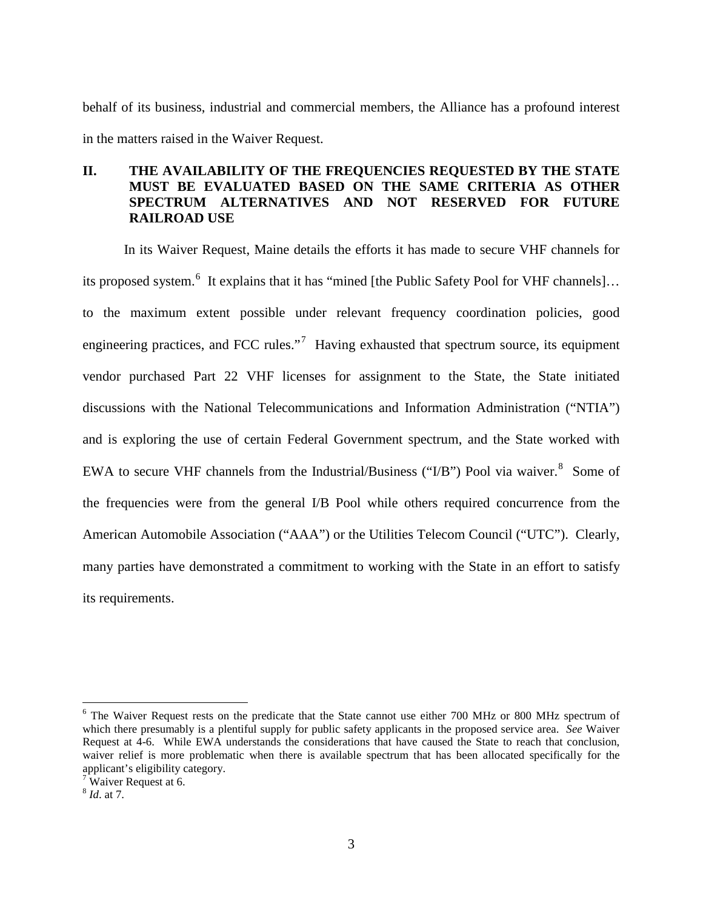behalf of its business, industrial and commercial members, the Alliance has a profound interest in the matters raised in the Waiver Request.

## II. THE AVAILABILITY OF THE FREQUENCIES REQUESTED BY THE STATE MUST BE EVALUATED BASED ON THE SAME CRITERIA AS OTHER SPECTRUM ALTERNATIVES AND NOT RESERVED FOR FUTURE RAILROAD USE

In its Waiver Request, Maine details the efforts it has made to secure VHF channels for its proposed system.[6] It explains that it has "mined [the Public Safety Pool for VHF channels]… to the maximum extent possible under relevant frequency coordination policies, good engineering practices, and FCC rules."[7] Having exhausted that spectrum source, its equipment vendor purchased Part 22 VHF licenses for assignment to the State, the State initiated discussions with the National Telecommunications and Information Administration ("NTIA") and is exploring the use of certain Federal Government spectrum, and the State worked with EWA to secure VHF channels from the Industrial/Business ("I/B") Pool via waiver.[8] Some of the frequencies were from the general I/B Pool while others required concurrence from the American Automobile Association ("AAA") or the Utilities Telecom Council ("UTC"). Clearly, many parties have demonstrated a commitment to working with the State in an effort to satisfy its requirements.

---

[6] The Waiver Request rests on the predicate that the State cannot use either 700 MHz or 800 MHz spectrum of which there presumably is a plentiful supply for public safety applicants in the proposed service area. *See* Waiver Request at 4-6. While EWA understands the considerations that have caused the State to reach that conclusion, waiver relief is more problematic when there is available spectrum that has been allocated specifically for the applicant's eligibility category.

[7] Waiver Request at 6.

[8] *Id*. at 7.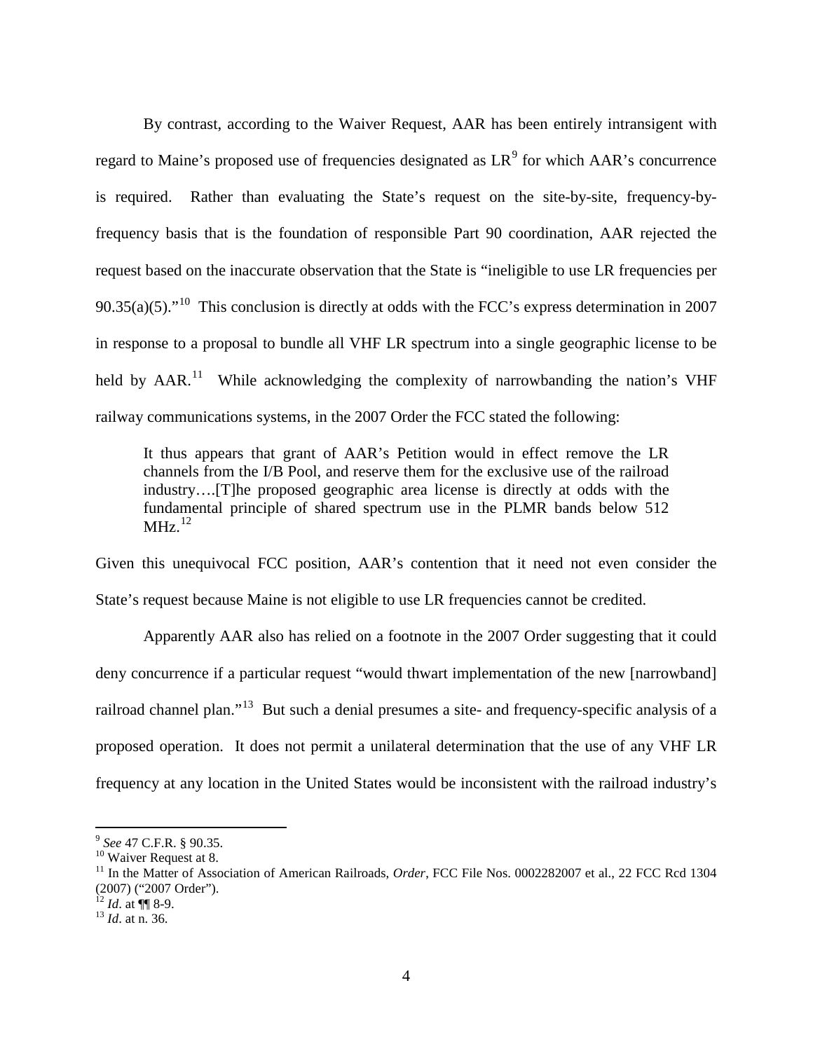By contrast, according to the Waiver Request, AAR has been entirely intransigent with regard to Maine's proposed use of frequencies designated as LR[9] for which AAR's concurrence is required. Rather than evaluating the State's request on the site-by-site, frequency-by-frequency basis that is the foundation of responsible Part 90 coordination, AAR rejected the request based on the inaccurate observation that the State is "ineligible to use LR frequencies per 90.35(a)(5)."[10] This conclusion is directly at odds with the FCC's express determination in 2007 in response to a proposal to bundle all VHF LR spectrum into a single geographic license to be held by AAR.[11] While acknowledging the complexity of narrowbanding the nation's VHF railway communications systems, in the 2007 Order the FCC stated the following:

> It thus appears that grant of AAR's Petition would in effect remove the LR channels from the I/B Pool, and reserve them for the exclusive use of the railroad industry….[T]he proposed geographic area license is directly at odds with the fundamental principle of shared spectrum use in the PLMR bands below 512 MHz.[12]

Given this unequivocal FCC position, AAR's contention that it need not even consider the State's request because Maine is not eligible to use LR frequencies cannot be credited.

Apparently AAR also has relied on a footnote in the 2007 Order suggesting that it could deny concurrence if a particular request "would thwart implementation of the new [narrowband] railroad channel plan."[13] But such a denial presumes a site- and frequency-specific analysis of a proposed operation. It does not permit a unilateral determination that the use of any VHF LR frequency at any location in the United States would be inconsistent with the railroad industry's

---

[9] *See* 47 C.F.R. § 90.35.

[10] Waiver Request at 8.

[11] In the Matter of Association of American Railroads, *Order*, FCC File Nos. 0002282007 et al., 22 FCC Rcd 1304 (2007) ("2007 Order").

[12] *Id*. at ¶¶ 8-9.

[13] *Id*. at n. 36.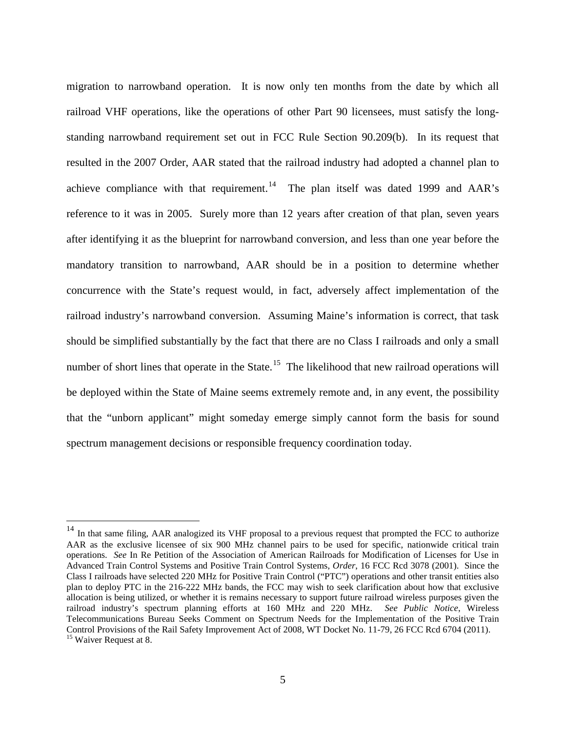migration to narrowband operation. It is now only ten months from the date by which all railroad VHF operations, like the operations of other Part 90 licensees, must satisfy the long-standing narrowband requirement set out in FCC Rule Section 90.209(b). In its request that resulted in the 2007 Order, AAR stated that the railroad industry had adopted a channel plan to achieve compliance with that requirement.[14] The plan itself was dated 1999 and AAR's reference to it was in 2005. Surely more than 12 years after creation of that plan, seven years after identifying it as the blueprint for narrowband conversion, and less than one year before the mandatory transition to narrowband, AAR should be in a position to determine whether concurrence with the State's request would, in fact, adversely affect implementation of the railroad industry's narrowband conversion. Assuming Maine's information is correct, that task should be simplified substantially by the fact that there are no Class I railroads and only a small number of short lines that operate in the State.[15] The likelihood that new railroad operations will be deployed within the State of Maine seems extremely remote and, in any event, the possibility that the "unborn applicant" might someday emerge simply cannot form the basis for sound spectrum management decisions or responsible frequency coordination today.

---

[14] In that same filing, AAR analogized its VHF proposal to a previous request that prompted the FCC to authorize AAR as the exclusive licensee of six 900 MHz channel pairs to be used for specific, nationwide critical train operations. *See* In Re Petition of the Association of American Railroads for Modification of Licenses for Use in Advanced Train Control Systems and Positive Train Control Systems, *Order*, 16 FCC Rcd 3078 (2001). Since the Class I railroads have selected 220 MHz for Positive Train Control ("PTC") operations and other transit entities also plan to deploy PTC in the 216-222 MHz bands, the FCC may wish to seek clarification about how that exclusive allocation is being utilized, or whether it is remains necessary to support future railroad wireless purposes given the railroad industry's spectrum planning efforts at 160 MHz and 220 MHz. *See Public Notice*, Wireless Telecommunications Bureau Seeks Comment on Spectrum Needs for the Implementation of the Positive Train Control Provisions of the Rail Safety Improvement Act of 2008, WT Docket No. 11-79, 26 FCC Rcd 6704 (2011).

[15] Waiver Request at 8.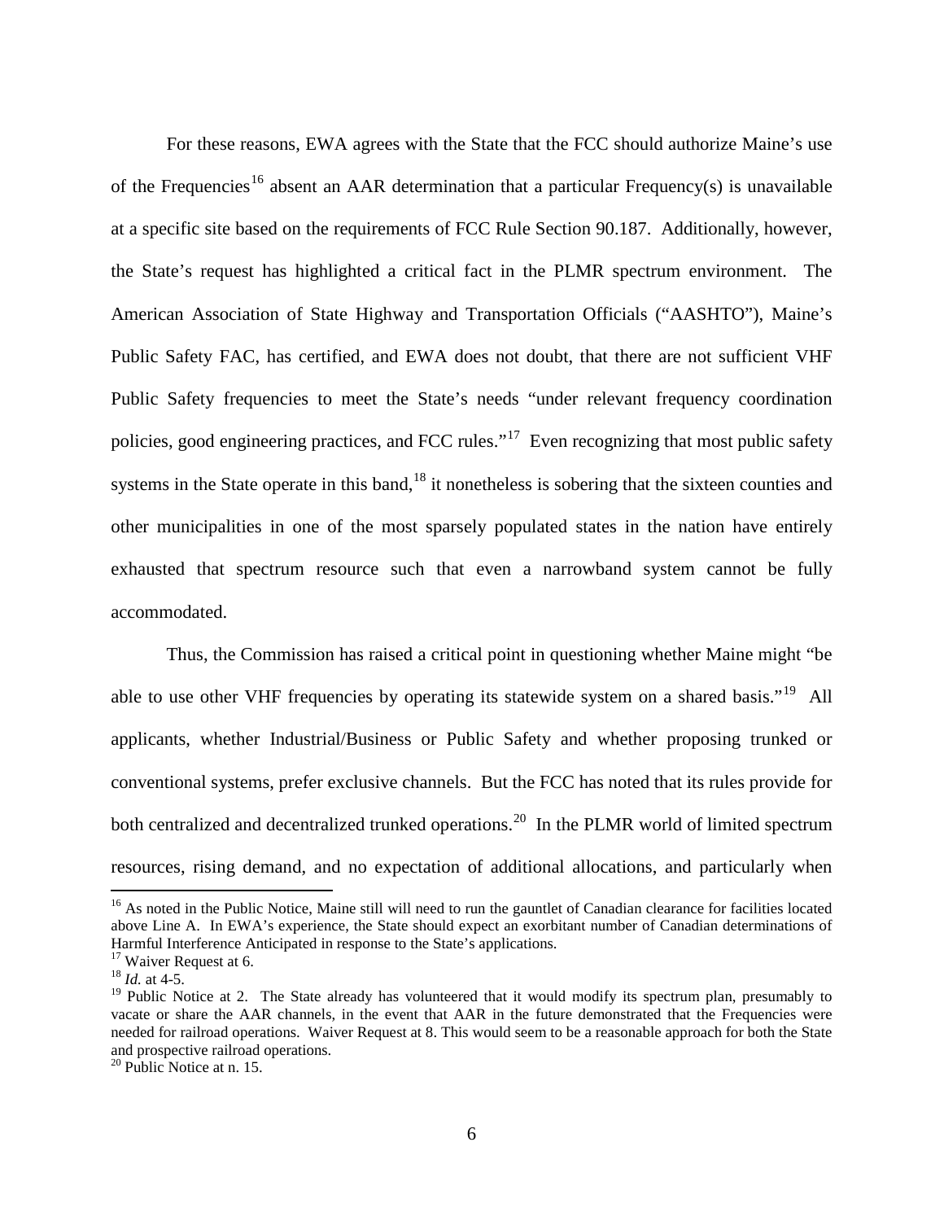For these reasons, EWA agrees with the State that the FCC should authorize Maine's use of the Frequencies[16] absent an AAR determination that a particular Frequency(s) is unavailable at a specific site based on the requirements of FCC Rule Section 90.187. Additionally, however, the State's request has highlighted a critical fact in the PLMR spectrum environment. The American Association of State Highway and Transportation Officials ("AASHTO"), Maine's Public Safety FAC, has certified, and EWA does not doubt, that there are not sufficient VHF Public Safety frequencies to meet the State's needs "under relevant frequency coordination policies, good engineering practices, and FCC rules."[17] Even recognizing that most public safety systems in the State operate in this band,[18] it nonetheless is sobering that the sixteen counties and other municipalities in one of the most sparsely populated states in the nation have entirely exhausted that spectrum resource such that even a narrowband system cannot be fully accommodated.

Thus, the Commission has raised a critical point in questioning whether Maine might "be able to use other VHF frequencies by operating its statewide system on a shared basis."[19] All applicants, whether Industrial/Business or Public Safety and whether proposing trunked or conventional systems, prefer exclusive channels. But the FCC has noted that its rules provide for both centralized and decentralized trunked operations.[20] In the PLMR world of limited spectrum resources, rising demand, and no expectation of additional allocations, and particularly when

---

[16] As noted in the Public Notice, Maine still will need to run the gauntlet of Canadian clearance for facilities located above Line A. In EWA's experience, the State should expect an exorbitant number of Canadian determinations of Harmful Interference Anticipated in response to the State's applications.

[17] Waiver Request at 6.

[18] *Id.* at 4-5.

[19] Public Notice at 2. The State already has volunteered that it would modify its spectrum plan, presumably to vacate or share the AAR channels, in the event that AAR in the future demonstrated that the Frequencies were needed for railroad operations. Waiver Request at 8. This would seem to be a reasonable approach for both the State and prospective railroad operations.

[20] Public Notice at n. 15.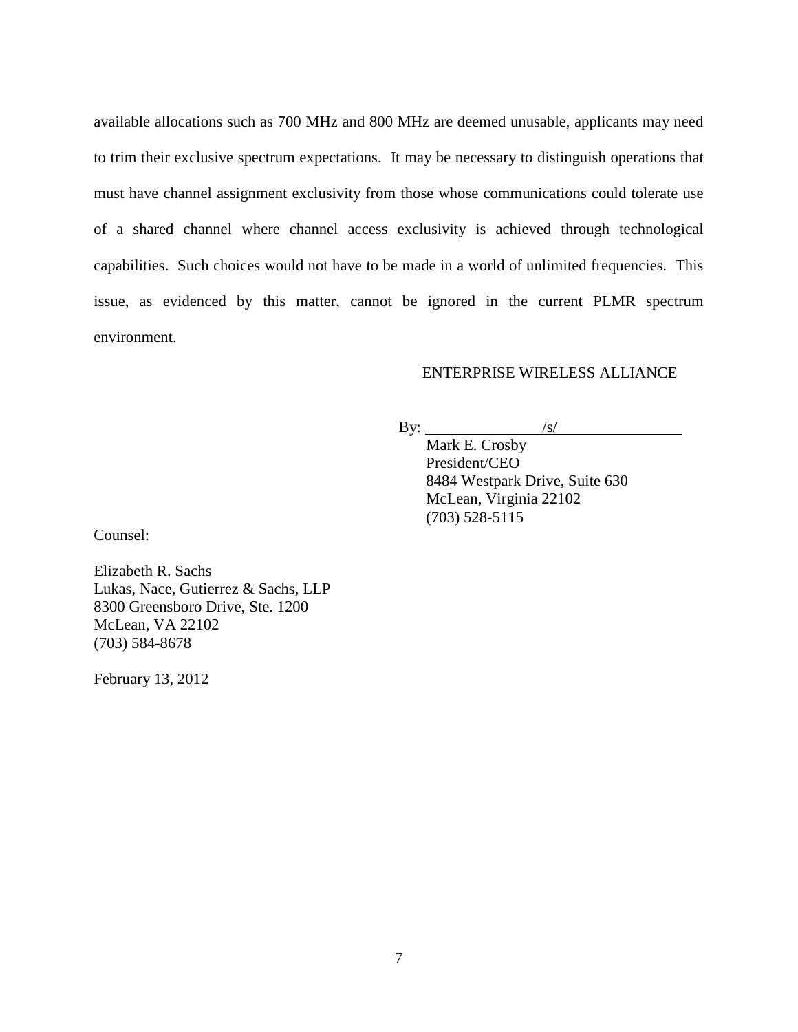available allocations such as 700 MHz and 800 MHz are deemed unusable, applicants may need to trim their exclusive spectrum expectations. It may be necessary to distinguish operations that must have channel assignment exclusivity from those whose communications could tolerate use of a shared channel where channel access exclusivity is achieved through technological capabilities. Such choices would not have to be made in a world of unlimited frequencies. This issue, as evidenced by this matter, cannot be ignored in the current PLMR spectrum environment.

ENTERPRISE WIRELESS ALLIANCE

By: /s/

Mark E. Crosby
President/CEO
8484 Westpark Drive, Suite 630
McLean, Virginia 22102
(703) 528-5115

Counsel:

Elizabeth R. Sachs
Lukas, Nace, Gutierrez & Sachs, LLP
8300 Greensboro Drive, Ste. 1200
McLean, VA 22102
(703) 584-8678

February 13, 2012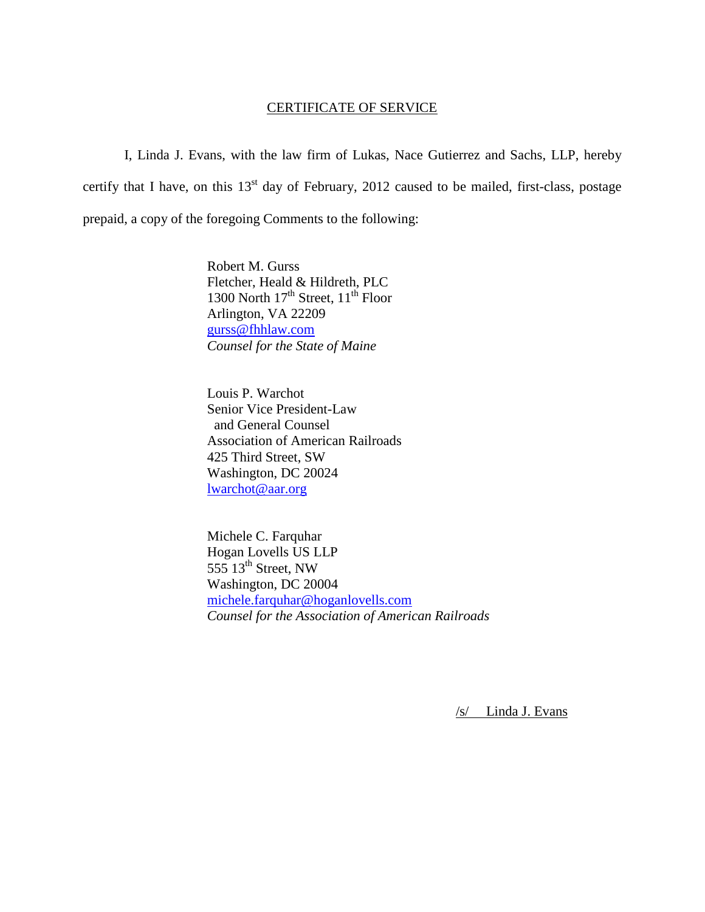## CERTIFICATE OF SERVICE

I, Linda J. Evans, with the law firm of Lukas, Nace Gutierrez and Sachs, LLP, hereby certify that I have, on this 13st day of February, 2012 caused to be mailed, first-class, postage prepaid, a copy of the foregoing Comments to the following:

Robert M. Gurss
Fletcher, Heald & Hildreth, PLC
1300 North 17th Street, 11th Floor
Arlington, VA 22209
gurss@fhhlaw.com
*Counsel for the State of Maine*

Louis P. Warchot
Senior Vice President-Law
and General Counsel
Association of American Railroads
425 Third Street, SW
Washington, DC 20024
lwarchot@aar.org

Michele C. Farquhar
Hogan Lovells US LLP
555 13th Street, NW
Washington, DC 20004
michele.farquhar@hoganlovells.com
*Counsel for the Association of American Railroads*

/s/ Linda J. Evans